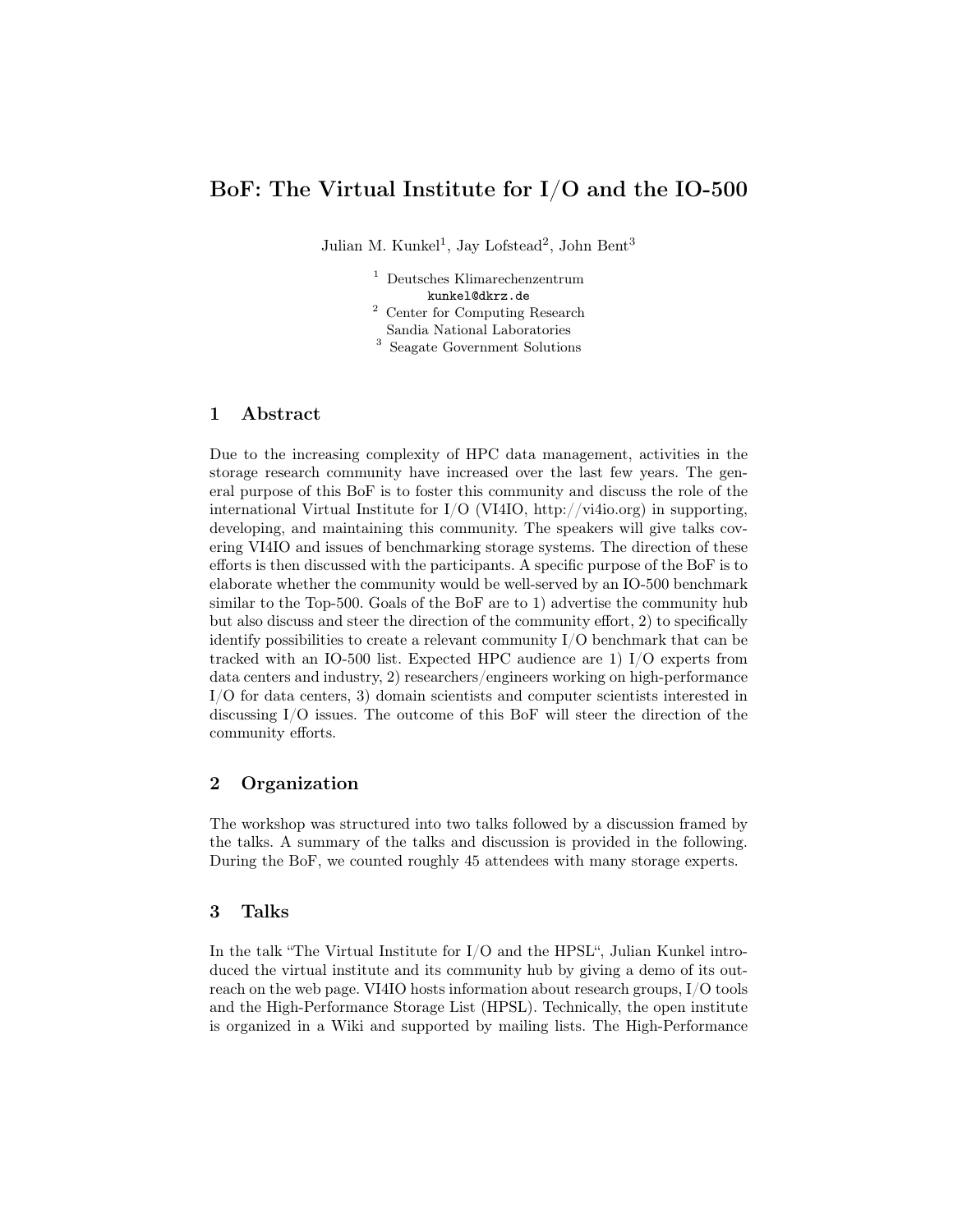# BoF: The Virtual Institute for I/O and the IO-500

Julian M. Kunkel[1], Jay Lofstead[2], John Bent[3]

[1] Deutsches Klimarechenzentrum
kunkel@dkrz.de
[2] Center for Computing Research
Sandia National Laboratories
[3] Seagate Government Solutions

## 1 Abstract

Due to the increasing complexity of HPC data management, activities in the storage research community have increased over the last few years. The general purpose of this BoF is to foster this community and discuss the role of the international Virtual Institute for I/O (VI4IO, http://vi4io.org) in supporting, developing, and maintaining this community. The speakers will give talks covering VI4IO and issues of benchmarking storage systems. The direction of these efforts is then discussed with the participants. A specific purpose of the BoF is to elaborate whether the community would be well-served by an IO-500 benchmark similar to the Top-500. Goals of the BoF are to 1) advertise the community hub but also discuss and steer the direction of the community effort, 2) to specifically identify possibilities to create a relevant community I/O benchmark that can be tracked with an IO-500 list. Expected HPC audience are 1) I/O experts from data centers and industry, 2) researchers/engineers working on high-performance I/O for data centers, 3) domain scientists and computer scientists interested in discussing I/O issues. The outcome of this BoF will steer the direction of the community efforts.

## 2 Organization

The workshop was structured into two talks followed by a discussion framed by the talks. A summary of the talks and discussion is provided in the following. During the BoF, we counted roughly 45 attendees with many storage experts.

## 3 Talks

In the talk "The Virtual Institute for I/O and the HPSL", Julian Kunkel introduced the virtual institute and its community hub by giving a demo of its outreach on the web page. VI4IO hosts information about research groups, I/O tools and the High-Performance Storage List (HPSL). Technically, the open institute is organized in a Wiki and supported by mailing lists. The High-Performance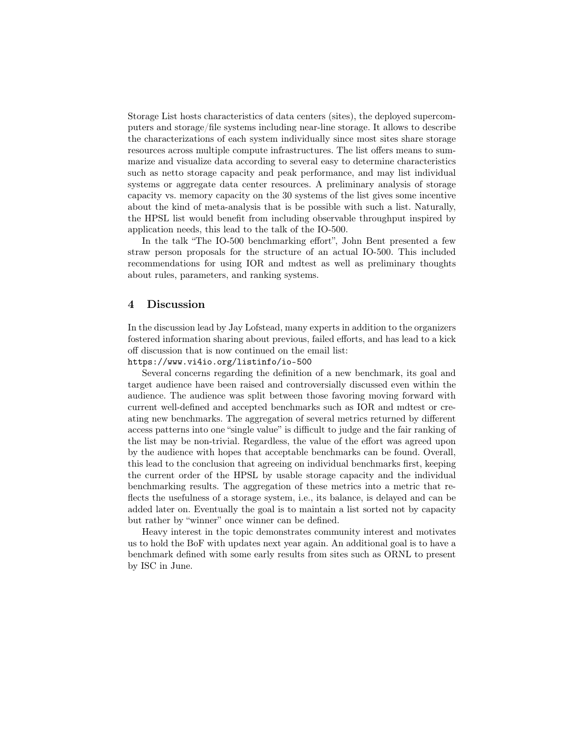Storage List hosts characteristics of data centers (sites), the deployed supercomputers and storage/file systems including near-line storage. It allows to describe the characterizations of each system individually since most sites share storage resources across multiple compute infrastructures. The list offers means to summarize and visualize data according to several easy to determine characteristics such as netto storage capacity and peak performance, and may list individual systems or aggregate data center resources. A preliminary analysis of storage capacity vs. memory capacity on the 30 systems of the list gives some incentive about the kind of meta-analysis that is be possible with such a list. Naturally, the HPSL list would benefit from including observable throughput inspired by application needs, this lead to the talk of the IO-500.

In the talk "The IO-500 benchmarking effort", John Bent presented a few straw person proposals for the structure of an actual IO-500. This included recommendations for using IOR and mdtest as well as preliminary thoughts about rules, parameters, and ranking systems.

## 4 Discussion

In the discussion lead by Jay Lofstead, many experts in addition to the organizers fostered information sharing about previous, failed efforts, and has lead to a kick off discussion that is now continued on the email list:
`https://www.vi4io.org/listinfo/io-500`

Several concerns regarding the definition of a new benchmark, its goal and target audience have been raised and controversially discussed even within the audience. The audience was split between those favoring moving forward with current well-defined and accepted benchmarks such as IOR and mdtest or creating new benchmarks. The aggregation of several metrics returned by different access patterns into one "single value" is difficult to judge and the fair ranking of the list may be non-trivial. Regardless, the value of the effort was agreed upon by the audience with hopes that acceptable benchmarks can be found. Overall, this lead to the conclusion that agreeing on individual benchmarks first, keeping the current order of the HPSL by usable storage capacity and the individual benchmarking results. The aggregation of these metrics into a metric that reflects the usefulness of a storage system, i.e., its balance, is delayed and can be added later on. Eventually the goal is to maintain a list sorted not by capacity but rather by "winner" once winner can be defined.

Heavy interest in the topic demonstrates community interest and motivates us to hold the BoF with updates next year again. An additional goal is to have a benchmark defined with some early results from sites such as ORNL to present by ISC in June.